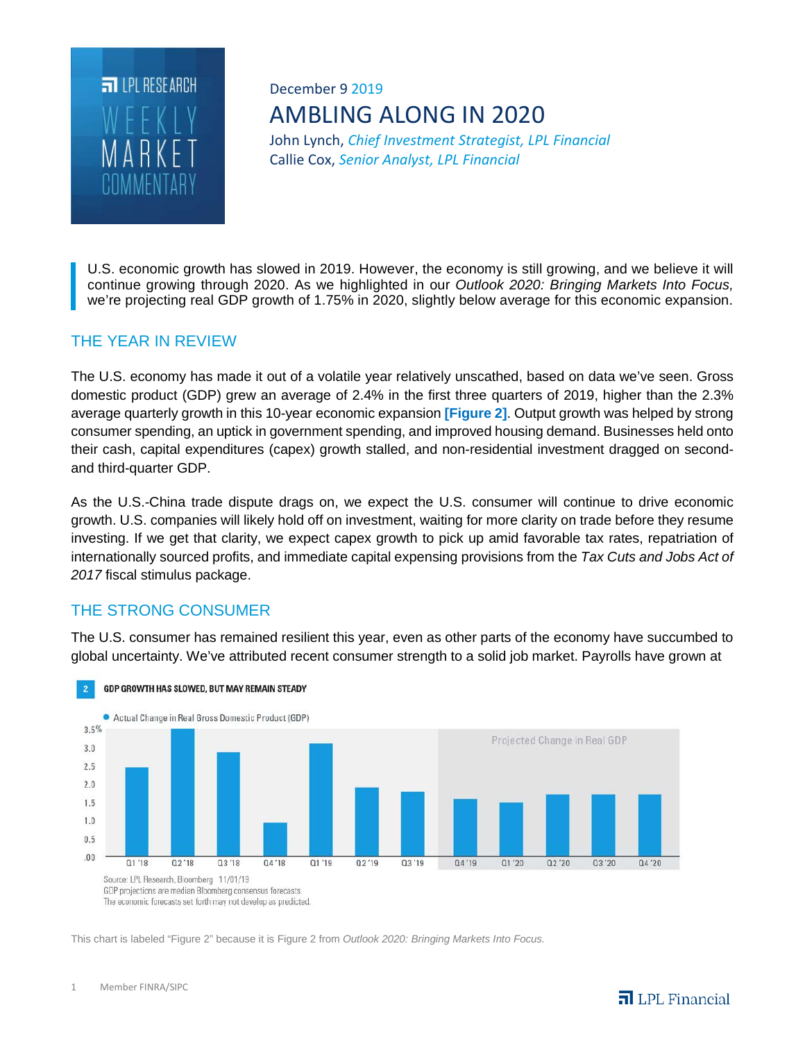LPL RESEARCH WEEKLY MARKET COMMENTARY

December 9 2019

# AMBLING ALONG IN 2020

John Lynch, *Chief Investment Strategist, LPL Financial*
Callie Cox, *Senior Analyst, LPL Financial*

U.S. economic growth has slowed in 2019. However, the economy is still growing, and we believe it will continue growing through 2020. As we highlighted in our *Outlook 2020: Bringing Markets Into Focus,* we're projecting real GDP growth of 1.75% in 2020, slightly below average for this economic expansion.

## THE YEAR IN REVIEW

The U.S. economy has made it out of a volatile year relatively unscathed, based on data we've seen. Gross domestic product (GDP) grew an average of 2.4% in the first three quarters of 2019, higher than the 2.3% average quarterly growth in this 10-year economic expansion **[Figure 2]**. Output growth was helped by strong consumer spending, an uptick in government spending, and improved housing demand. Businesses held onto their cash, capital expenditures (capex) growth stalled, and non-residential investment dragged on second- and third-quarter GDP.

As the U.S.-China trade dispute drags on, we expect the U.S. consumer will continue to drive economic growth. U.S. companies will likely hold off on investment, waiting for more clarity on trade before they resume investing. If we get that clarity, we expect capex growth to pick up amid favorable tax rates, repatriation of internationally sourced profits, and immediate capital expensing provisions from the *Tax Cuts and Jobs Act of 2017* fiscal stimulus package.

## THE STRONG CONSUMER

The U.S. consumer has remained resilient this year, even as other parts of the economy have succumbed to global uncertainty. We've attributed recent consumer strength to a solid job market. Payrolls have grown at

**2 GDP GROWTH HAS SLOWED, BUT MAY REMAIN STEADY**

● Actual Change in Real Gross Domestic Product (GDP)

Projected Change in Real GDP (Q4 '19 – Q4 '20)

Quarters shown: Q1 '18, Q2 '18, Q3 '18, Q4 '18, Q1 '19, Q2 '19, Q3 '19, Q4 '19, Q1 '20, Q2 '20, Q3 '20, Q4 '20

Source: LPL Research, Bloomberg 11/01/19
GDP projections are median Bloomberg consensus forecasts.
The economic forecasts set forth may not develop as predicted.

This chart is labeled "Figure 2" because it is Figure 2 from *Outlook 2020: Bringing Markets Into Focus.*

Member FINRA/SIPC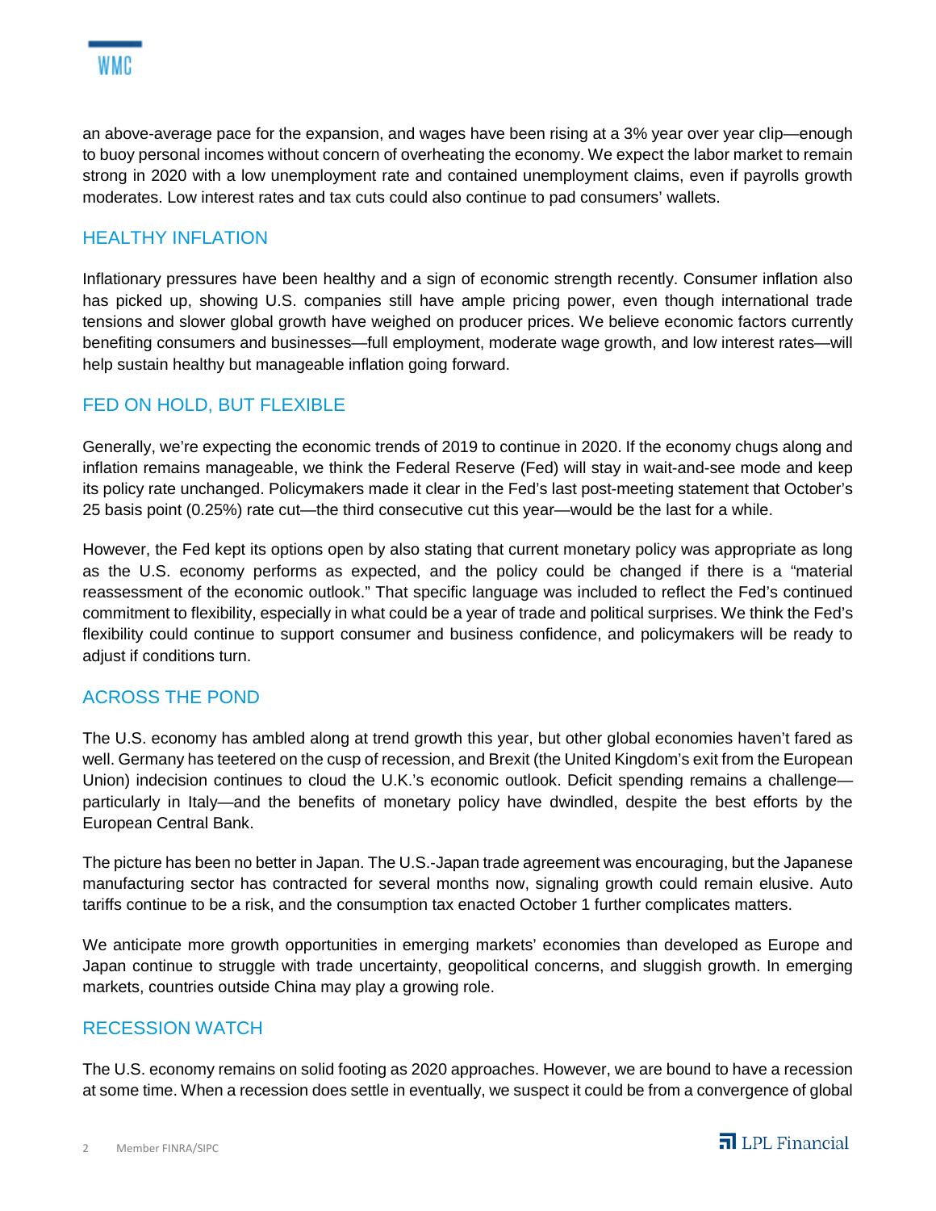an above-average pace for the expansion, and wages have been rising at a 3% year over year clip—enough to buoy personal incomes without concern of overheating the economy. We expect the labor market to remain strong in 2020 with a low unemployment rate and contained unemployment claims, even if payrolls growth moderates. Low interest rates and tax cuts could also continue to pad consumers' wallets.

## HEALTHY INFLATION

Inflationary pressures have been healthy and a sign of economic strength recently. Consumer inflation also has picked up, showing U.S. companies still have ample pricing power, even though international trade tensions and slower global growth have weighed on producer prices. We believe economic factors currently benefiting consumers and businesses—full employment, moderate wage growth, and low interest rates—will help sustain healthy but manageable inflation going forward.

## FED ON HOLD, BUT FLEXIBLE

Generally, we're expecting the economic trends of 2019 to continue in 2020. If the economy chugs along and inflation remains manageable, we think the Federal Reserve (Fed) will stay in wait-and-see mode and keep its policy rate unchanged. Policymakers made it clear in the Fed's last post-meeting statement that October's 25 basis point (0.25%) rate cut—the third consecutive cut this year—would be the last for a while.

However, the Fed kept its options open by also stating that current monetary policy was appropriate as long as the U.S. economy performs as expected, and the policy could be changed if there is a "material reassessment of the economic outlook." That specific language was included to reflect the Fed's continued commitment to flexibility, especially in what could be a year of trade and political surprises. We think the Fed's flexibility could continue to support consumer and business confidence, and policymakers will be ready to adjust if conditions turn.

## ACROSS THE POND

The U.S. economy has ambled along at trend growth this year, but other global economies haven't fared as well. Germany has teetered on the cusp of recession, and Brexit (the United Kingdom's exit from the European Union) indecision continues to cloud the U.K.'s economic outlook. Deficit spending remains a challenge—particularly in Italy—and the benefits of monetary policy have dwindled, despite the best efforts by the European Central Bank.

The picture has been no better in Japan. The U.S.-Japan trade agreement was encouraging, but the Japanese manufacturing sector has contracted for several months now, signaling growth could remain elusive. Auto tariffs continue to be a risk, and the consumption tax enacted October 1 further complicates matters.

We anticipate more growth opportunities in emerging markets' economies than developed as Europe and Japan continue to struggle with trade uncertainty, geopolitical concerns, and sluggish growth. In emerging markets, countries outside China may play a growing role.

## RECESSION WATCH

The U.S. economy remains on solid footing as 2020 approaches. However, we are bound to have a recession at some time. When a recession does settle in eventually, we suspect it could be from a convergence of global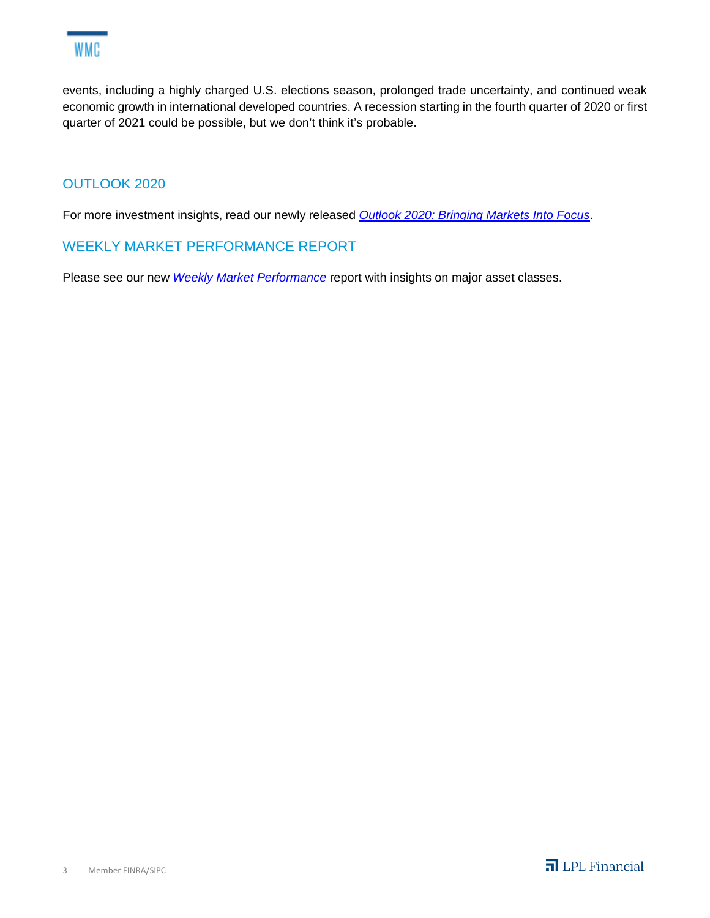events, including a highly charged U.S. elections season, prolonged trade uncertainty, and continued weak economic growth in international developed countries. A recession starting in the fourth quarter of 2020 or first quarter of 2021 could be possible, but we don't think it's probable.

## OUTLOOK 2020

For more investment insights, read our newly released *Outlook 2020: Bringing Markets Into Focus*.

## WEEKLY MARKET PERFORMANCE REPORT

Please see our new *Weekly Market Performance* report with insights on major asset classes.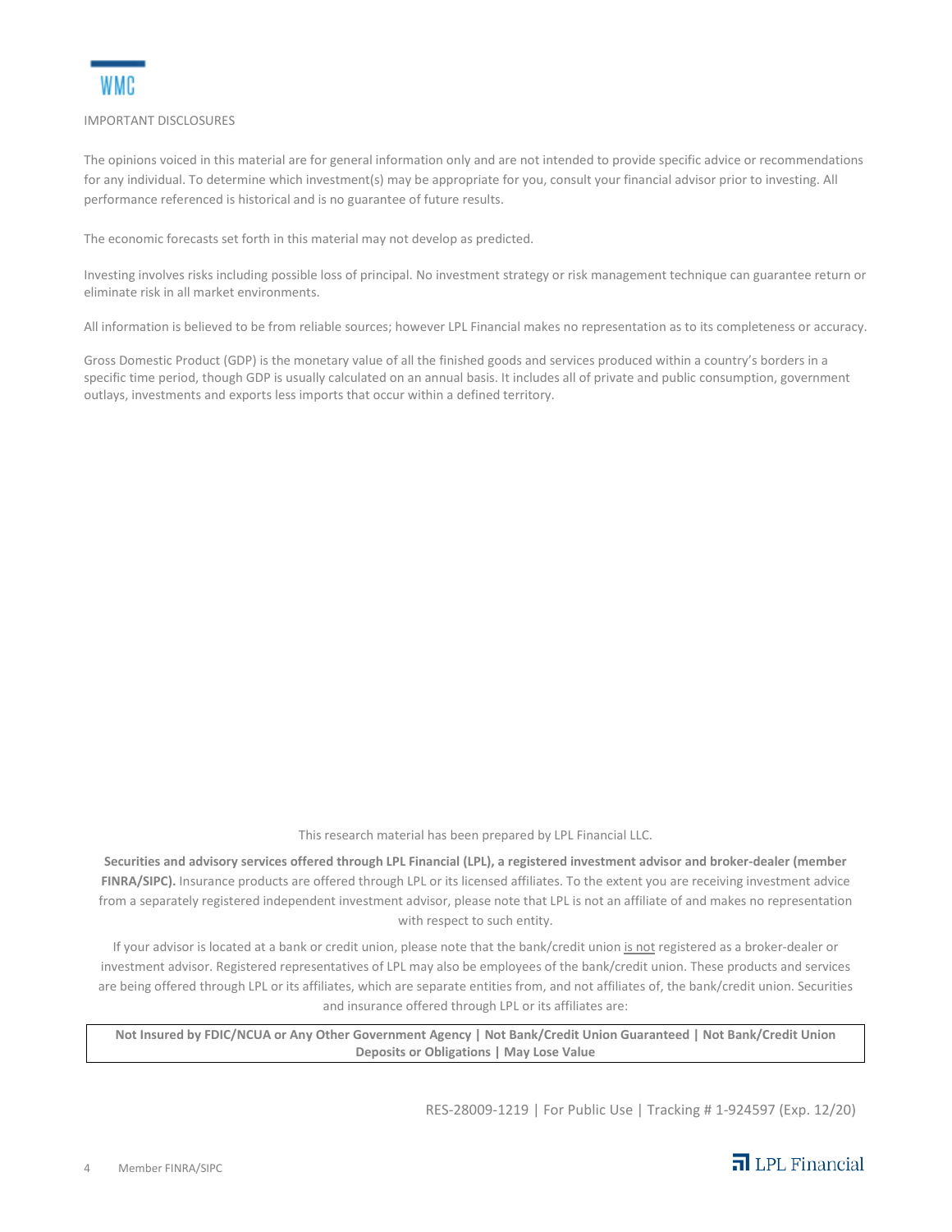IMPORTANT DISCLOSURES

The opinions voiced in this material are for general information only and are not intended to provide specific advice or recommendations for any individual. To determine which investment(s) may be appropriate for you, consult your financial advisor prior to investing. All performance referenced is historical and is no guarantee of future results.

The economic forecasts set forth in this material may not develop as predicted.

Investing involves risks including possible loss of principal. No investment strategy or risk management technique can guarantee return or eliminate risk in all market environments.

All information is believed to be from reliable sources; however LPL Financial makes no representation as to its completeness or accuracy.

Gross Domestic Product (GDP) is the monetary value of all the finished goods and services produced within a country's borders in a specific time period, though GDP is usually calculated on an annual basis. It includes all of private and public consumption, government outlays, investments and exports less imports that occur within a defined territory.

This research material has been prepared by LPL Financial LLC.

**Securities and advisory services offered through LPL Financial (LPL), a registered investment advisor and broker-dealer (member FINRA/SIPC).** Insurance products are offered through LPL or its licensed affiliates. To the extent you are receiving investment advice from a separately registered independent investment advisor, please note that LPL is not an affiliate of and makes no representation with respect to such entity.

If your advisor is located at a bank or credit union, please note that the bank/credit union is not registered as a broker-dealer or investment advisor. Registered representatives of LPL may also be employees of the bank/credit union. These products and services are being offered through LPL or its affiliates, which are separate entities from, and not affiliates of, the bank/credit union. Securities and insurance offered through LPL or its affiliates are:

**Not Insured by FDIC/NCUA or Any Other Government Agency | Not Bank/Credit Union Guaranteed | Not Bank/Credit Union Deposits or Obligations | May Lose Value**

RES-28009-1219 | For Public Use | Tracking # 1-924597 (Exp. 12/20)

Member FINRA/SIPC